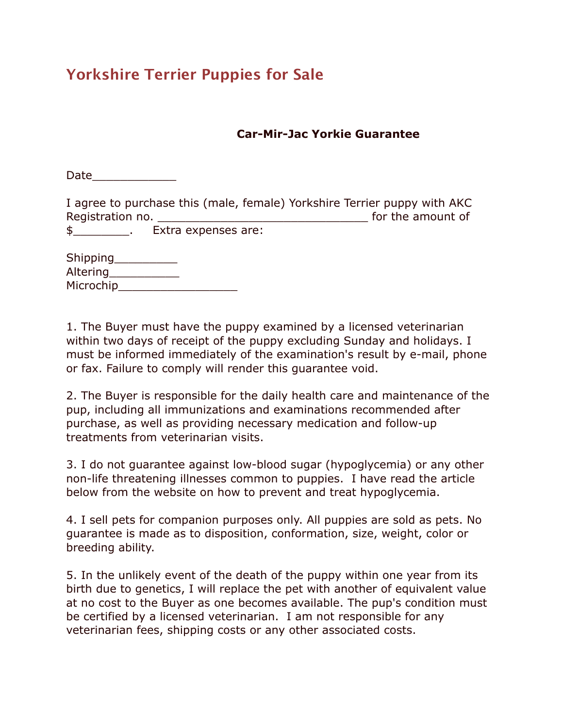# Yorkshire Terrier Puppies for Sale

### Car-Mir-Jac Yorkie Guarantee

Date____________

I agree to purchase this (male, female) Yorkshire Terrier puppy with AKC Registration no. _______________________________ for the amount of $________. Extra expenses are:

Shipping_________
Altering__________
Microchip_________________

1. The Buyer must have the puppy examined by a licensed veterinarian within two days of receipt of the puppy excluding Sunday and holidays. I must be informed immediately of the examination's result by e-mail, phone or fax. Failure to comply will render this guarantee void.

2. The Buyer is responsible for the daily health care and maintenance of the pup, including all immunizations and examinations recommended after purchase, as well as providing necessary medication and follow-up treatments from veterinarian visits.

3. I do not guarantee against low-blood sugar (hypoglycemia) or any other non-life threatening illnesses common to puppies. I have read the article below from the website on how to prevent and treat hypoglycemia.

4. I sell pets for companion purposes only. All puppies are sold as pets. No guarantee is made as to disposition, conformation, size, weight, color or breeding ability.

5. In the unlikely event of the death of the puppy within one year from its birth due to genetics, I will replace the pet with another of equivalent value at no cost to the Buyer as one becomes available. The pup's condition must be certified by a licensed veterinarian. I am not responsible for any veterinarian fees, shipping costs or any other associated costs.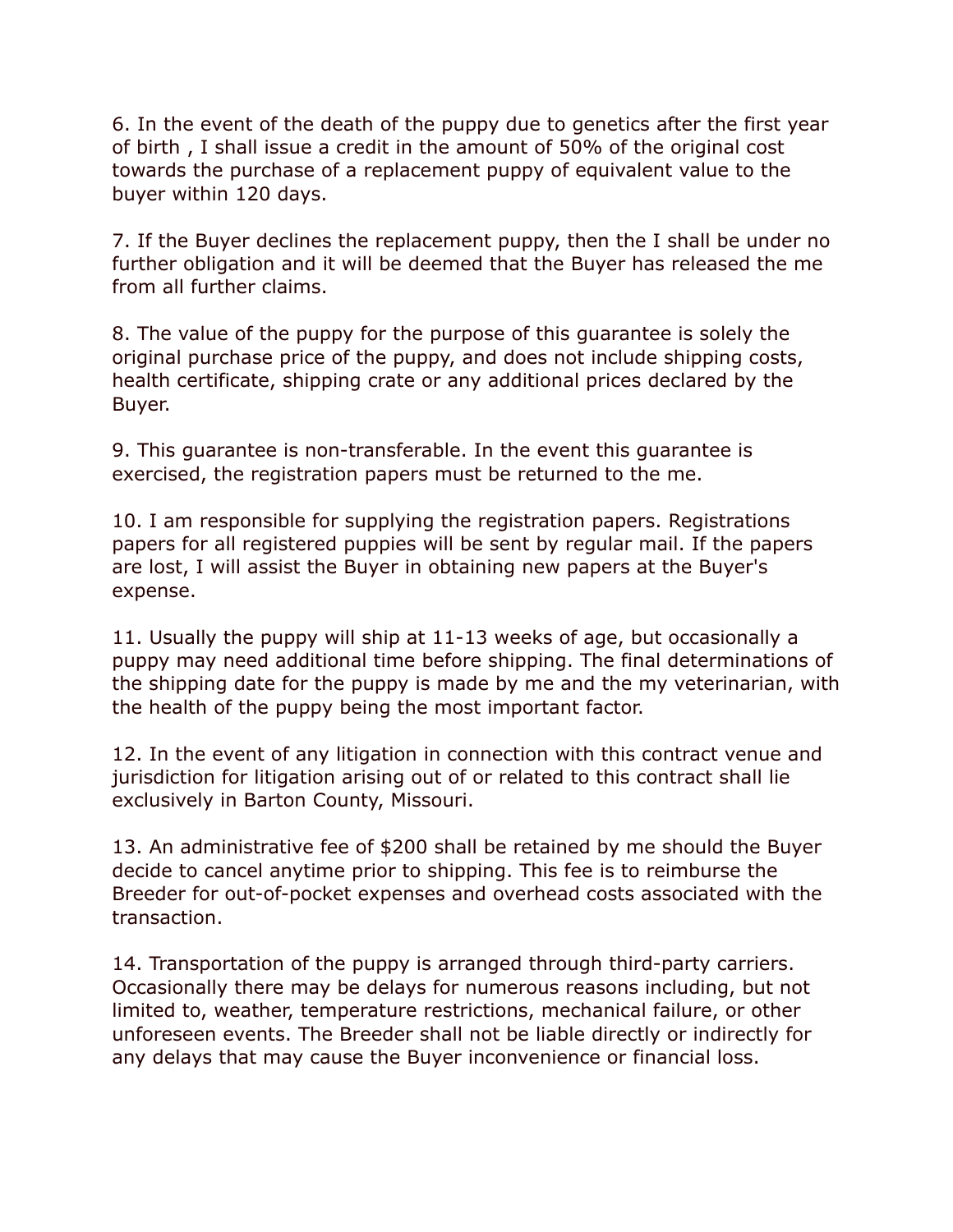6. In the event of the death of the puppy due to genetics after the first year of birth , I shall issue a credit in the amount of 50% of the original cost towards the purchase of a replacement puppy of equivalent value to the buyer within 120 days.

7. If the Buyer declines the replacement puppy, then the I shall be under no further obligation and it will be deemed that the Buyer has released the me from all further claims.

8. The value of the puppy for the purpose of this guarantee is solely the original purchase price of the puppy, and does not include shipping costs, health certificate, shipping crate or any additional prices declared by the Buyer.

9. This guarantee is non-transferable. In the event this guarantee is exercised, the registration papers must be returned to the me.

10. I am responsible for supplying the registration papers. Registrations papers for all registered puppies will be sent by regular mail. If the papers are lost, I will assist the Buyer in obtaining new papers at the Buyer's expense.

11. Usually the puppy will ship at 11-13 weeks of age, but occasionally a puppy may need additional time before shipping. The final determinations of the shipping date for the puppy is made by me and the my veterinarian, with the health of the puppy being the most important factor.

12. In the event of any litigation in connection with this contract venue and jurisdiction for litigation arising out of or related to this contract shall lie exclusively in Barton County, Missouri.

13. An administrative fee of $200 shall be retained by me should the Buyer decide to cancel anytime prior to shipping. This fee is to reimburse the Breeder for out-of-pocket expenses and overhead costs associated with the transaction.

14. Transportation of the puppy is arranged through third-party carriers. Occasionally there may be delays for numerous reasons including, but not limited to, weather, temperature restrictions, mechanical failure, or other unforeseen events. The Breeder shall not be liable directly or indirectly for any delays that may cause the Buyer inconvenience or financial loss.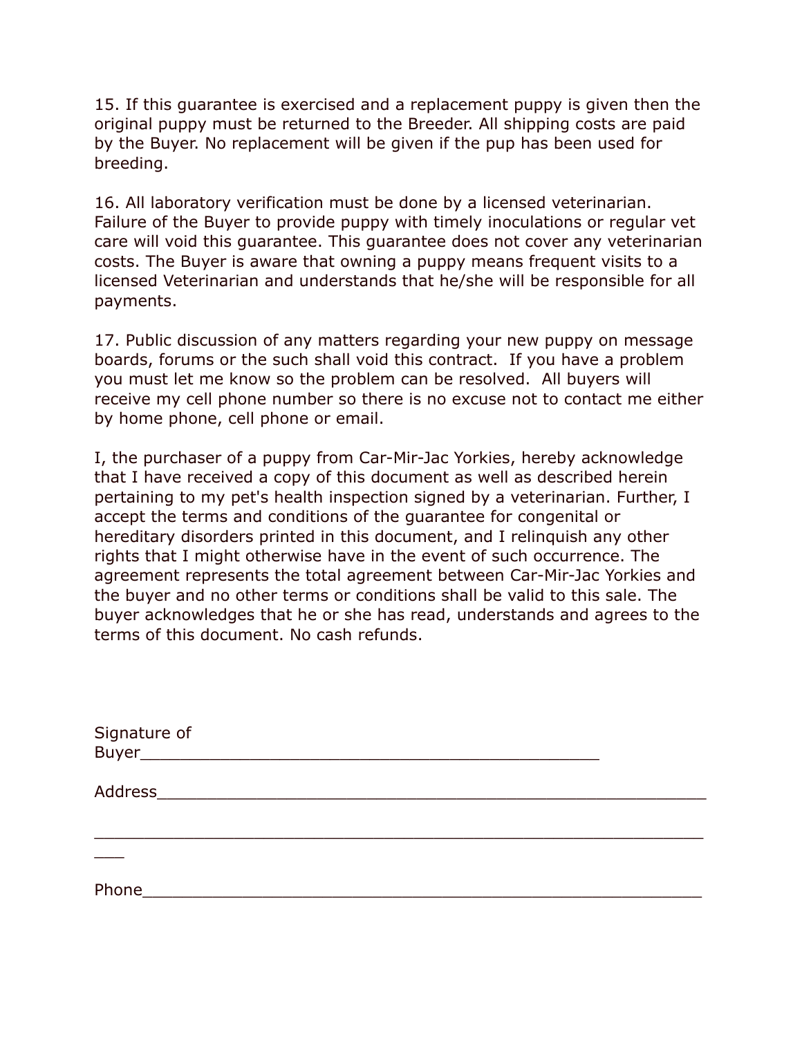15. If this guarantee is exercised and a replacement puppy is given then the original puppy must be returned to the Breeder. All shipping costs are paid by the Buyer. No replacement will be given if the pup has been used for breeding.

16. All laboratory verification must be done by a licensed veterinarian. Failure of the Buyer to provide puppy with timely inoculations or regular vet care will void this guarantee. This guarantee does not cover any veterinarian costs. The Buyer is aware that owning a puppy means frequent visits to a licensed Veterinarian and understands that he/she will be responsible for all payments.

17. Public discussion of any matters regarding your new puppy on message boards, forums or the such shall void this contract. If you have a problem you must let me know so the problem can be resolved. All buyers will receive my cell phone number so there is no excuse not to contact me either by home phone, cell phone or email.

I, the purchaser of a puppy from Car-Mir-Jac Yorkies, hereby acknowledge that I have received a copy of this document as well as described herein pertaining to my pet's health inspection signed by a veterinarian. Further, I accept the terms and conditions of the guarantee for congenital or hereditary disorders printed in this document, and I relinquish any other rights that I might otherwise have in the event of such occurrence. The agreement represents the total agreement between Car-Mir-Jac Yorkies and the buyer and no other terms or conditions shall be valid to this sale. The buyer acknowledges that he or she has read, understands and agrees to the terms of this document. No cash refunds.

Signature of Buyer_______________________________________________

Address_________________________________________________________

________________________________________________________________

Phone___________________________________________________________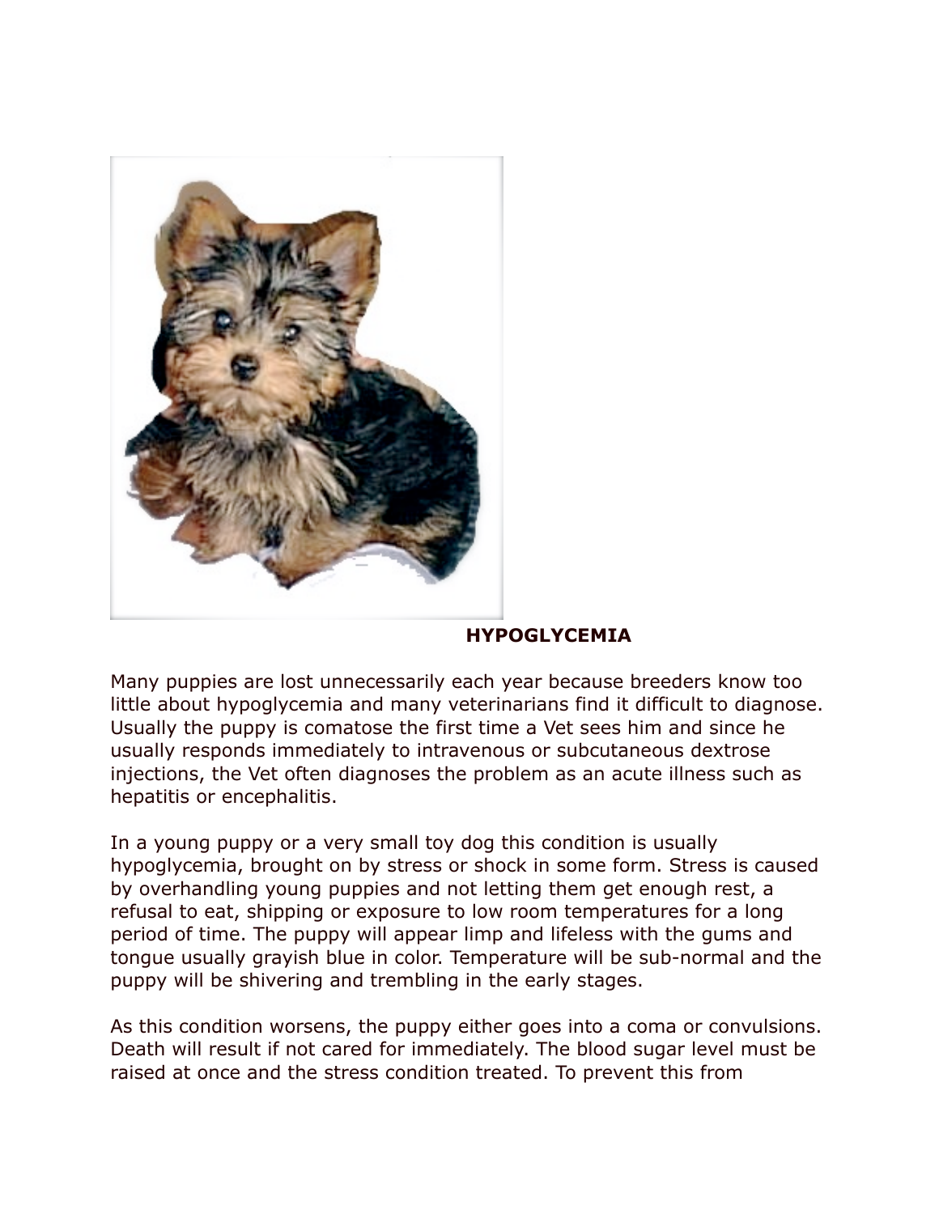## HYPOGLYCEMIA

Many puppies are lost unnecessarily each year because breeders know too little about hypoglycemia and many veterinarians find it difficult to diagnose. Usually the puppy is comatose the first time a Vet sees him and since he usually responds immediately to intravenous or subcutaneous dextrose injections, the Vet often diagnoses the problem as an acute illness such as hepatitis or encephalitis.

In a young puppy or a very small toy dog this condition is usually hypoglycemia, brought on by stress or shock in some form. Stress is caused by overhandling young puppies and not letting them get enough rest, a refusal to eat, shipping or exposure to low room temperatures for a long period of time. The puppy will appear limp and lifeless with the gums and tongue usually grayish blue in color. Temperature will be sub-normal and the puppy will be shivering and trembling in the early stages.

As this condition worsens, the puppy either goes into a coma or convulsions. Death will result if not cared for immediately. The blood sugar level must be raised at once and the stress condition treated. To prevent this from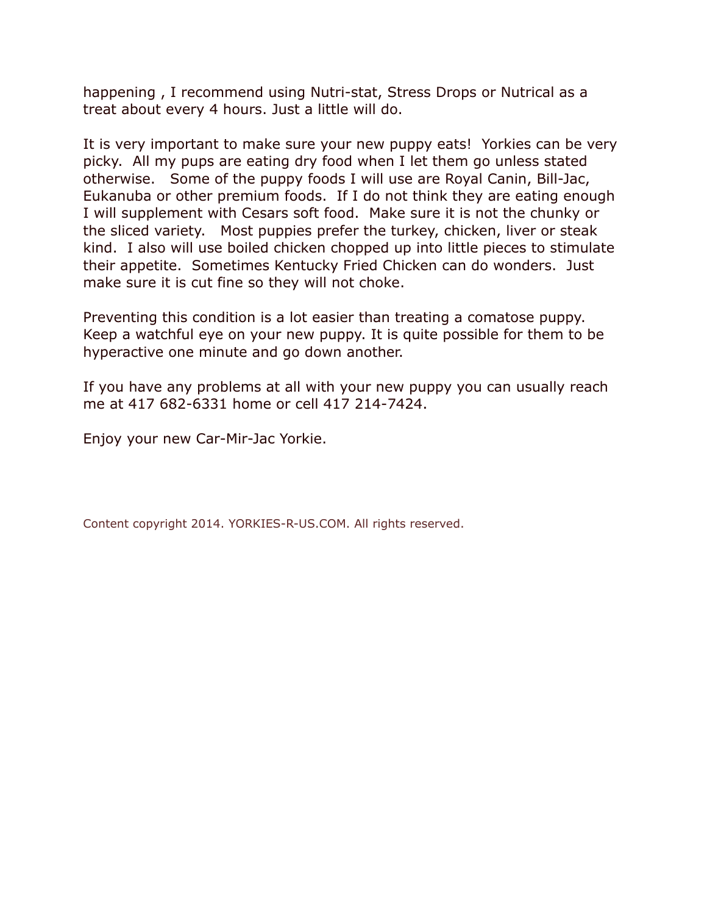happening , I recommend using Nutri-stat, Stress Drops or Nutrical as a treat about every 4 hours. Just a little will do.

It is very important to make sure your new puppy eats! Yorkies can be very picky. All my pups are eating dry food when I let them go unless stated otherwise. Some of the puppy foods I will use are Royal Canin, Bill-Jac, Eukanuba or other premium foods. If I do not think they are eating enough I will supplement with Cesars soft food. Make sure it is not the chunky or the sliced variety. Most puppies prefer the turkey, chicken, liver or steak kind. I also will use boiled chicken chopped up into little pieces to stimulate their appetite. Sometimes Kentucky Fried Chicken can do wonders. Just make sure it is cut fine so they will not choke.

Preventing this condition is a lot easier than treating a comatose puppy. Keep a watchful eye on your new puppy. It is quite possible for them to be hyperactive one minute and go down another.

If you have any problems at all with your new puppy you can usually reach me at 417 682-6331 home or cell 417 214-7424.

Enjoy your new Car-Mir-Jac Yorkie.

Content copyright 2014. YORKIES-R-US.COM. All rights reserved.